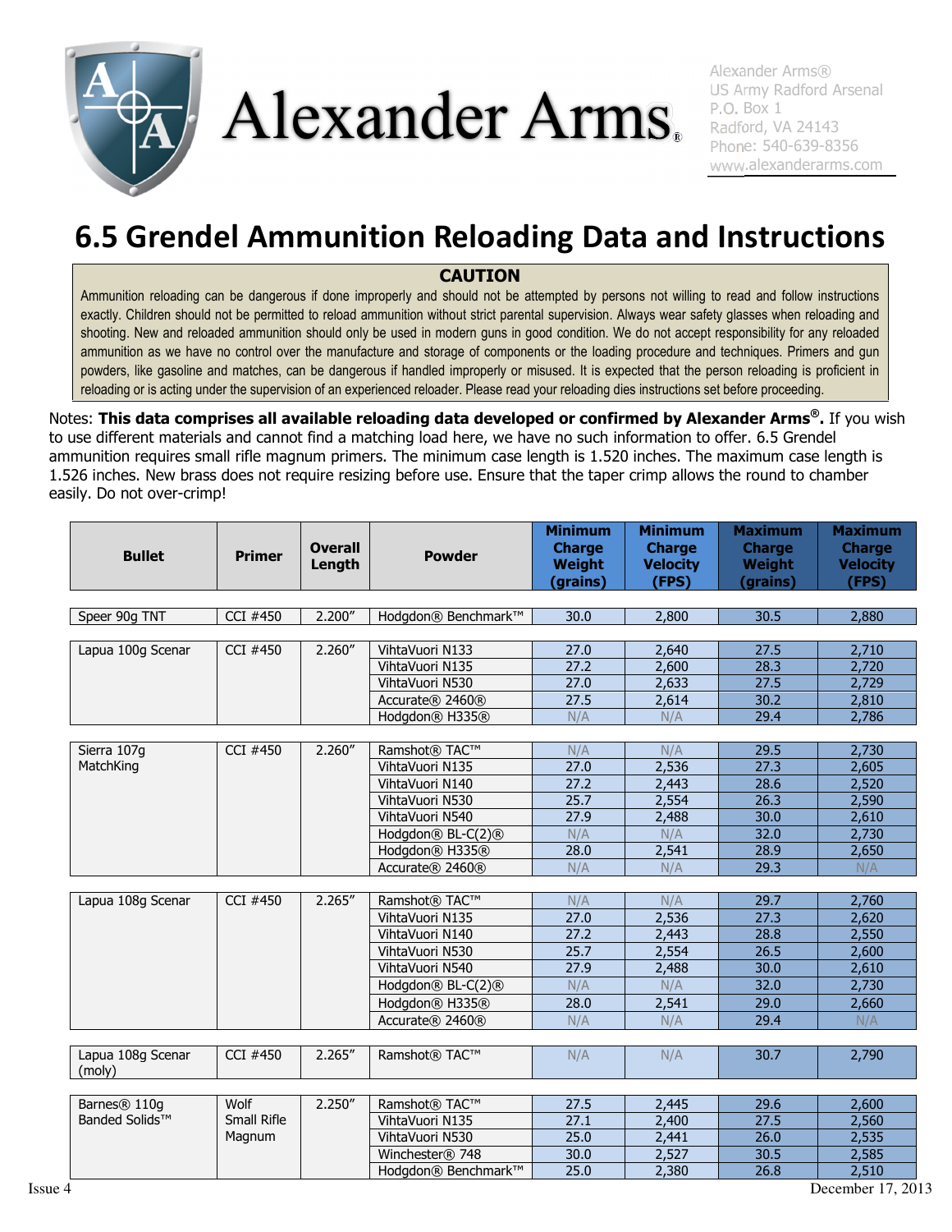Alexander Arms®
US Army Radford Arsenal
P.O. Box 1
Radford, VA 24143
Phone: 540-639-8356
www.alexanderarms.com

# 6.5 Grendel Ammunition Reloading Data and Instructions

**CAUTION**

Ammunition reloading can be dangerous if done improperly and should not be attempted by persons not willing to read and follow instructions exactly. Children should not be permitted to reload ammunition without strict parental supervision. Always wear safety glasses when reloading and shooting. New and reloaded ammunition should only be used in modern guns in good condition. We do not accept responsibility for any reloaded ammunition as we have no control over the manufacture and storage of components or the loading procedure and techniques. Primers and gun powders, like gasoline and matches, can be dangerous if handled improperly or misused. It is expected that the person reloading is proficient in reloading or is acting under the supervision of an experienced reloader. Please read your reloading dies instructions set before proceeding.

Notes: **This data comprises all available reloading data developed or confirmed by Alexander Arms®.** If you wish to use different materials and cannot find a matching load here, we have no such information to offer. 6.5 Grendel ammunition requires small rifle magnum primers. The minimum case length is 1.520 inches. The maximum case length is 1.526 inches. New brass does not require resizing before use. Ensure that the taper crimp allows the round to chamber easily. Do not over-crimp!

| Bullet | Primer | Overall Length | Powder | Minimum Charge Weight (grains) | Minimum Charge Velocity (FPS) | Maximum Charge Weight (grains) | Maximum Charge Velocity (FPS) |
|---|---|---|---|---|---|---|---|
| Speer 90g TNT | CCI #450 | 2.200″ | Hodgdon® Benchmark™ | 30.0 | 2,800 | 30.5 | 2,880 |
| Lapua 100g Scenar | CCI #450 | 2.260″ | VihtaVuori N133 | 27.0 | 2,640 | 27.5 | 2,710 |
| | | | VihtaVuori N135 | 27.2 | 2,600 | 28.3 | 2,720 |
| | | | VihtaVuori N530 | 27.0 | 2,633 | 27.5 | 2,729 |
| | | | Accurate® 2460® | 27.5 | 2,614 | 30.2 | 2,810 |
| | | | Hodgdon® H335® | N/A | N/A | 29.4 | 2,786 |
| Sierra 107g MatchKing | CCI #450 | 2.260″ | Ramshot® TAC™ | N/A | N/A | 29.5 | 2,730 |
| | | | VihtaVuori N135 | 27.0 | 2,536 | 27.3 | 2,605 |
| | | | VihtaVuori N140 | 27.2 | 2,443 | 28.6 | 2,520 |
| | | | VihtaVuori N530 | 25.7 | 2,554 | 26.3 | 2,590 |
| | | | VihtaVuori N540 | 27.9 | 2,488 | 30.0 | 2,610 |
| | | | Hodgdon® BL-C(2)® | N/A | N/A | 32.0 | 2,730 |
| | | | Hodgdon® H335® | 28.0 | 2,541 | 28.9 | 2,650 |
| | | | Accurate® 2460® | N/A | N/A | 29.3 | N/A |
| Lapua 108g Scenar | CCI #450 | 2.265″ | Ramshot® TAC™ | N/A | N/A | 29.7 | 2,760 |
| | | | VihtaVuori N135 | 27.0 | 2,536 | 27.3 | 2,620 |
| | | | VihtaVuori N140 | 27.2 | 2,443 | 28.8 | 2,550 |
| | | | VihtaVuori N530 | 25.7 | 2,554 | 26.5 | 2,600 |
| | | | VihtaVuori N540 | 27.9 | 2,488 | 30.0 | 2,610 |
| | | | Hodgdon® BL-C(2)® | N/A | N/A | 32.0 | 2,730 |
| | | | Hodgdon® H335® | 28.0 | 2,541 | 29.0 | 2,660 |
| | | | Accurate® 2460® | N/A | N/A | 29.4 | N/A |
| Lapua 108g Scenar (moly) | CCI #450 | 2.265″ | Ramshot® TAC™ | N/A | N/A | 30.7 | 2,790 |
| Barnes® 110g Banded Solids™ | Wolf Small Rifle Magnum | 2.250″ | Ramshot® TAC™ | 27.5 | 2,445 | 29.6 | 2,600 |
| | | | VihtaVuori N135 | 27.1 | 2,400 | 27.5 | 2,560 |
| | | | VihtaVuori N530 | 25.0 | 2,441 | 26.0 | 2,535 |
| | | | Winchester® 748 | 30.0 | 2,527 | 30.5 | 2,585 |
| | | | Hodgdon® Benchmark™ | 25.0 | 2,380 | 26.8 | 2,510 |

Issue 4 December 17, 2013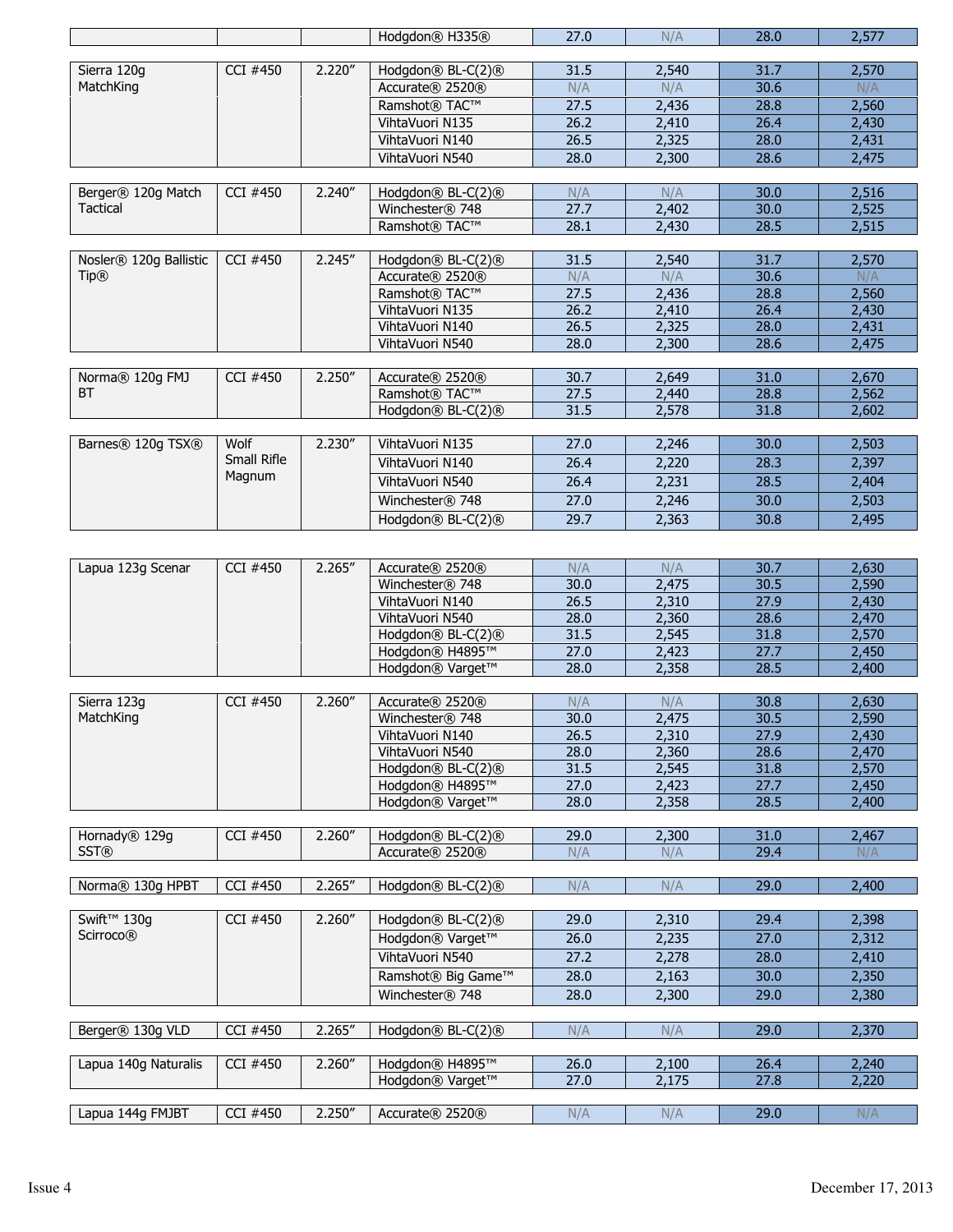| | | | | | | | |
|---|---|---|---|---|---|---|---|
| | | | Hodgdon® H335® | 27.0 | N/A | 28.0 | 2,577 |
| Sierra 120g MatchKing | CCI #450 | 2.220″ | Hodgdon® BL-C(2)® | 31.5 | 2,540 | 31.7 | 2,570 |
| | | | Accurate® 2520® | N/A | N/A | 30.6 | N/A |
| | | | Ramshot® TAC™ | 27.5 | 2,436 | 28.8 | 2,560 |
| | | | VihtaVuori N135 | 26.2 | 2,410 | 26.4 | 2,430 |
| | | | VihtaVuori N140 | 26.5 | 2,325 | 28.0 | 2,431 |
| | | | VihtaVuori N540 | 28.0 | 2,300 | 28.6 | 2,475 |
| Berger® 120g Match Tactical | CCI #450 | 2.240″ | Hodgdon® BL-C(2)® | N/A | N/A | 30.0 | 2,516 |
| | | | Winchester® 748 | 27.7 | 2,402 | 30.0 | 2,525 |
| | | | Ramshot® TAC™ | 28.1 | 2,430 | 28.5 | 2,515 |
| Nosler® 120g Ballistic Tip® | CCI #450 | 2.245″ | Hodgdon® BL-C(2)® | 31.5 | 2,540 | 31.7 | 2,570 |
| | | | Accurate® 2520® | N/A | N/A | 30.6 | N/A |
| | | | Ramshot® TAC™ | 27.5 | 2,436 | 28.8 | 2,560 |
| | | | VihtaVuori N135 | 26.2 | 2,410 | 26.4 | 2,430 |
| | | | VihtaVuori N140 | 26.5 | 2,325 | 28.0 | 2,431 |
| | | | VihtaVuori N540 | 28.0 | 2,300 | 28.6 | 2,475 |
| Norma® 120g FMJ BT | CCI #450 | 2.250″ | Accurate® 2520® | 30.7 | 2,649 | 31.0 | 2,670 |
| | | | Ramshot® TAC™ | 27.5 | 2,440 | 28.8 | 2,562 |
| | | | Hodgdon® BL-C(2)® | 31.5 | 2,578 | 31.8 | 2,602 |
| Barnes® 120g TSX® | Wolf Small Rifle Magnum | 2.230″ | VihtaVuori N135 | 27.0 | 2,246 | 30.0 | 2,503 |
| | | | VihtaVuori N140 | 26.4 | 2,220 | 28.3 | 2,397 |
| | | | VihtaVuori N540 | 26.4 | 2,231 | 28.5 | 2,404 |
| | | | Winchester® 748 | 27.0 | 2,246 | 30.0 | 2,503 |
| | | | Hodgdon® BL-C(2)® | 29.7 | 2,363 | 30.8 | 2,495 |
| Lapua 123g Scenar | CCI #450 | 2.265″ | Accurate® 2520® | N/A | N/A | 30.7 | 2,630 |
| | | | Winchester® 748 | 30.0 | 2,475 | 30.5 | 2,590 |
| | | | VihtaVuori N140 | 26.5 | 2,310 | 27.9 | 2,430 |
| | | | VihtaVuori N540 | 28.0 | 2,360 | 28.6 | 2,470 |
| | | | Hodgdon® BL-C(2)® | 31.5 | 2,545 | 31.8 | 2,570 |
| | | | Hodgdon® H4895™ | 27.0 | 2,423 | 27.7 | 2,450 |
| | | | Hodgdon® Varget™ | 28.0 | 2,358 | 28.5 | 2,400 |
| Sierra 123g MatchKing | CCI #450 | 2.260″ | Accurate® 2520® | N/A | N/A | 30.8 | 2,630 |
| | | | Winchester® 748 | 30.0 | 2,475 | 30.5 | 2,590 |
| | | | VihtaVuori N140 | 26.5 | 2,310 | 27.9 | 2,430 |
| | | | VihtaVuori N540 | 28.0 | 2,360 | 28.6 | 2,470 |
| | | | Hodgdon® BL-C(2)® | 31.5 | 2,545 | 31.8 | 2,570 |
| | | | Hodgdon® H4895™ | 27.0 | 2,423 | 27.7 | 2,450 |
| | | | Hodgdon® Varget™ | 28.0 | 2,358 | 28.5 | 2,400 |
| Hornady® 129g SST® | CCI #450 | 2.260″ | Hodgdon® BL-C(2)® | 29.0 | 2,300 | 31.0 | 2,467 |
| | | | Accurate® 2520® | N/A | N/A | 29.4 | N/A |
| Norma® 130g HPBT | CCI #450 | 2.265″ | Hodgdon® BL-C(2)® | N/A | N/A | 29.0 | 2,400 |
| Swift™ 130g Scirroco® | CCI #450 | 2.260″ | Hodgdon® BL-C(2)® | 29.0 | 2,310 | 29.4 | 2,398 |
| | | | Hodgdon® Varget™ | 26.0 | 2,235 | 27.0 | 2,312 |
| | | | VihtaVuori N540 | 27.2 | 2,278 | 28.0 | 2,410 |
| | | | Ramshot® Big Game™ | 28.0 | 2,163 | 30.0 | 2,350 |
| | | | Winchester® 748 | 28.0 | 2,300 | 29.0 | 2,380 |
| Berger® 130g VLD | CCI #450 | 2.265″ | Hodgdon® BL-C(2)® | N/A | N/A | 29.0 | 2,370 |
| Lapua 140g Naturalis | CCI #450 | 2.260″ | Hodgdon® H4895™ | 26.0 | 2,100 | 26.4 | 2,240 |
| | | | Hodgdon® Varget™ | 27.0 | 2,175 | 27.8 | 2,220 |
| Lapua 144g FMJBT | CCI #450 | 2.250″ | Accurate® 2520® | N/A | N/A | 29.0 | N/A |

Issue 4 December 17, 2013